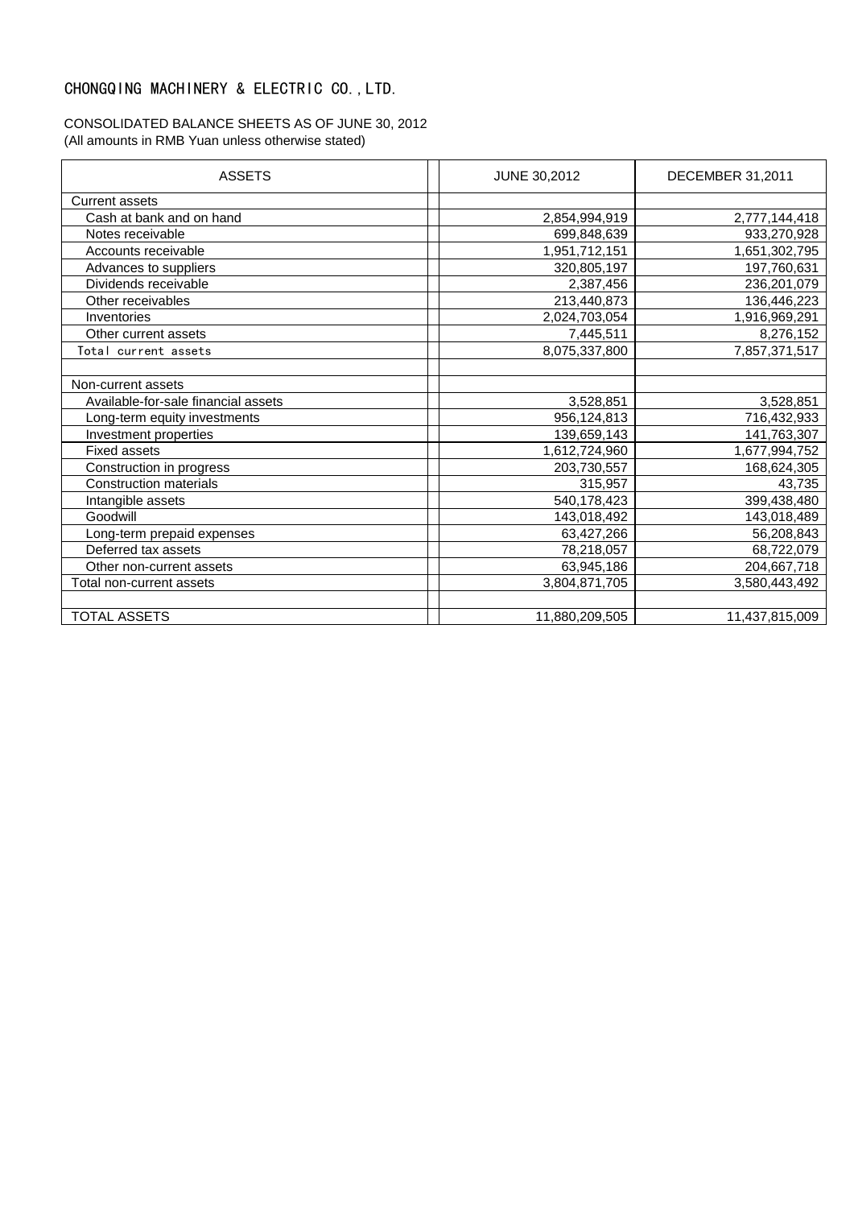# CHONGQING MACHINERY & ELECTRIC CO.,LTD.

CONSOLIDATED BALANCE SHEETS AS OF JUNE 30, 2012
(All amounts in RMB Yuan unless otherwise stated)

| ASSETS | JUNE 30,2012 | DECEMBER 31,2011 |
|---|---|---|
| Current assets | | |
| Cash at bank and on hand | 2,854,994,919 | 2,777,144,418 |
| Notes receivable | 699,848,639 | 933,270,928 |
| Accounts receivable | 1,951,712,151 | 1,651,302,795 |
| Advances to suppliers | 320,805,197 | 197,760,631 |
| Dividends receivable | 2,387,456 | 236,201,079 |
| Other receivables | 213,440,873 | 136,446,223 |
| Inventories | 2,024,703,054 | 1,916,969,291 |
| Other current assets | 7,445,511 | 8,276,152 |
| Total current assets | 8,075,337,800 | 7,857,371,517 |
| | | |
| Non-current assets | | |
| Available-for-sale financial assets | 3,528,851 | 3,528,851 |
| Long-term equity investments | 956,124,813 | 716,432,933 |
| Investment properties | 139,659,143 | 141,763,307 |
| Fixed assets | 1,612,724,960 | 1,677,994,752 |
| Construction in progress | 203,730,557 | 168,624,305 |
| Construction materials | 315,957 | 43,735 |
| Intangible assets | 540,178,423 | 399,438,480 |
| Goodwill | 143,018,492 | 143,018,489 |
| Long-term prepaid expenses | 63,427,266 | 56,208,843 |
| Deferred tax assets | 78,218,057 | 68,722,079 |
| Other non-current assets | 63,945,186 | 204,667,718 |
| Total non-current assets | 3,804,871,705 | 3,580,443,492 |
| | | |
| TOTAL ASSETS | 11,880,209,505 | 11,437,815,009 |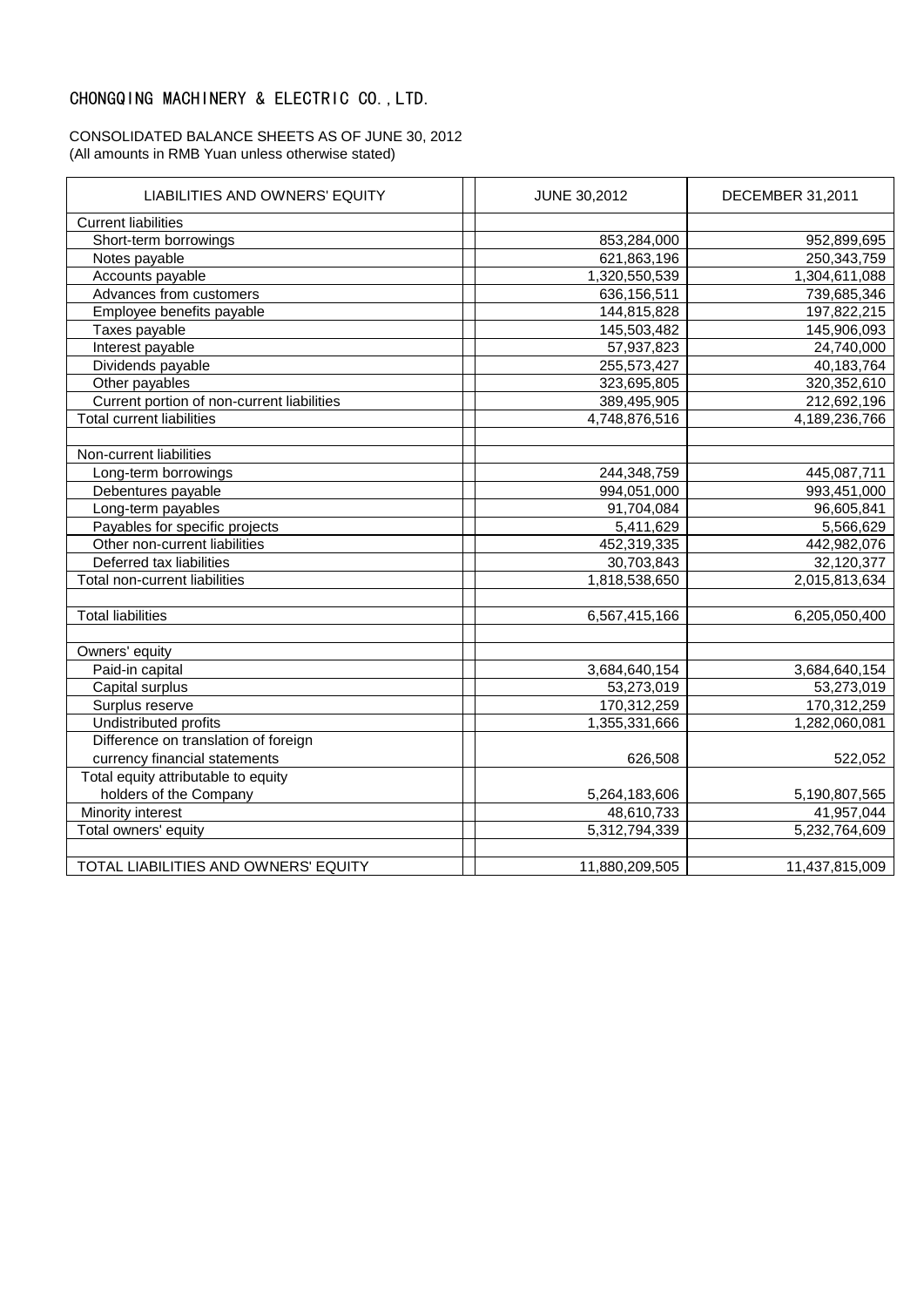# CHONGQING MACHINERY & ELECTRIC CO.,LTD.

CONSOLIDATED BALANCE SHEETS AS OF JUNE 30, 2012
(All amounts in RMB Yuan unless otherwise stated)

| LIABILITIES AND OWNERS' EQUITY | | JUNE 30,2012 | DECEMBER 31,2011 |
|---|---|---|---|
| Current liabilities | | | |
| Short-term borrowings | | 853,284,000 | 952,899,695 |
| Notes payable | | 621,863,196 | 250,343,759 |
| Accounts payable | | 1,320,550,539 | 1,304,611,088 |
| Advances from customers | | 636,156,511 | 739,685,346 |
| Employee benefits payable | | 144,815,828 | 197,822,215 |
| Taxes payable | | 145,503,482 | 145,906,093 |
| Interest payable | | 57,937,823 | 24,740,000 |
| Dividends payable | | 255,573,427 | 40,183,764 |
| Other payables | | 323,695,805 | 320,352,610 |
| Current portion of non-current liabilities | | 389,495,905 | 212,692,196 |
| Total current liabilities | | 4,748,876,516 | 4,189,236,766 |
| | | | |
| Non-current liabilities | | | |
| Long-term borrowings | | 244,348,759 | 445,087,711 |
| Debentures payable | | 994,051,000 | 993,451,000 |
| Long-term payables | | 91,704,084 | 96,605,841 |
| Payables for specific projects | | 5,411,629 | 5,566,629 |
| Other non-current liabilities | | 452,319,335 | 442,982,076 |
| Deferred tax liabilities | | 30,703,843 | 32,120,377 |
| Total non-current liabilities | | 1,818,538,650 | 2,015,813,634 |
| | | | |
| Total liabilities | | 6,567,415,166 | 6,205,050,400 |
| | | | |
| Owners' equity | | | |
| Paid-in capital | | 3,684,640,154 | 3,684,640,154 |
| Capital surplus | | 53,273,019 | 53,273,019 |
| Surplus reserve | | 170,312,259 | 170,312,259 |
| Undistributed profits | | 1,355,331,666 | 1,282,060,081 |
| Difference on translation of foreign currency financial statements | | 626,508 | 522,052 |
| Total equity attributable to equity holders of the Company | | 5,264,183,606 | 5,190,807,565 |
| Minority interest | | 48,610,733 | 41,957,044 |
| Total owners' equity | | 5,312,794,339 | 5,232,764,609 |
| | | | |
| TOTAL LIABILITIES AND OWNERS' EQUITY | | 11,880,209,505 | 11,437,815,009 |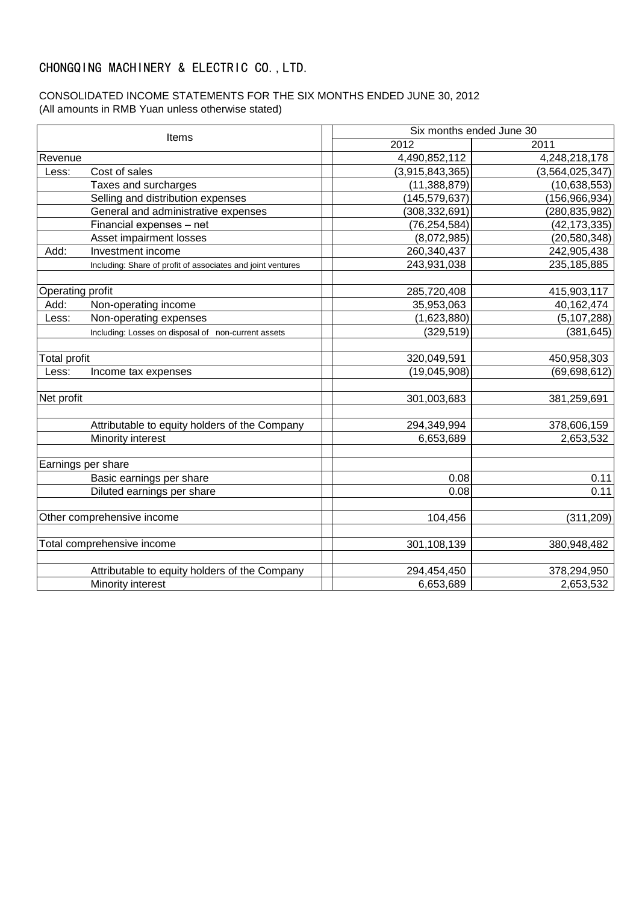# CHONGQING MACHINERY & ELECTRIC CO., LTD.

CONSOLIDATED INCOME STATEMENTS FOR THE SIX MONTHS ENDED JUNE 30, 2012
(All amounts in RMB Yuan unless otherwise stated)

| Items | | Six months ended June 30 | |
|---|---|---|---|
| | | 2012 | 2011 |
| Revenue | | 4,490,852,112 | 4,248,218,178 |
| Less: | Cost of sales | (3,915,843,365) | (3,564,025,347) |
| | Taxes and surcharges | (11,388,879) | (10,638,553) |
| | Selling and distribution expenses | (145,579,637) | (156,966,934) |
| | General and administrative expenses | (308,332,691) | (280,835,982) |
| | Financial expenses – net | (76,254,584) | (42,173,335) |
| | Asset impairment losses | (8,072,985) | (20,580,348) |
| Add: | Investment income | 260,340,437 | 242,905,438 |
| | Including: Share of profit of associates and joint ventures | 243,931,038 | 235,185,885 |
| | | | |
| Operating profit | | 285,720,408 | 415,903,117 |
| Add: | Non-operating income | 35,953,063 | 40,162,474 |
| Less: | Non-operating expenses | (1,623,880) | (5,107,288) |
| | Including: Losses on disposal of non-current assets | (329,519) | (381,645) |
| | | | |
| Total profit | | 320,049,591 | 450,958,303 |
| Less: | Income tax expenses | (19,045,908) | (69,698,612) |
| | | | |
| Net profit | | 301,003,683 | 381,259,691 |
| | | | |
| | Attributable to equity holders of the Company | 294,349,994 | 378,606,159 |
| | Minority interest | 6,653,689 | 2,653,532 |
| | | | |
| Earnings per share | | | |
| | Basic earnings per share | 0.08 | 0.11 |
| | Diluted earnings per share | 0.08 | 0.11 |
| | | | |
| Other comprehensive income | | 104,456 | (311,209) |
| | | | |
| Total comprehensive income | | 301,108,139 | 380,948,482 |
| | | | |
| | Attributable to equity holders of the Company | 294,454,450 | 378,294,950 |
| | Minority interest | 6,653,689 | 2,653,532 |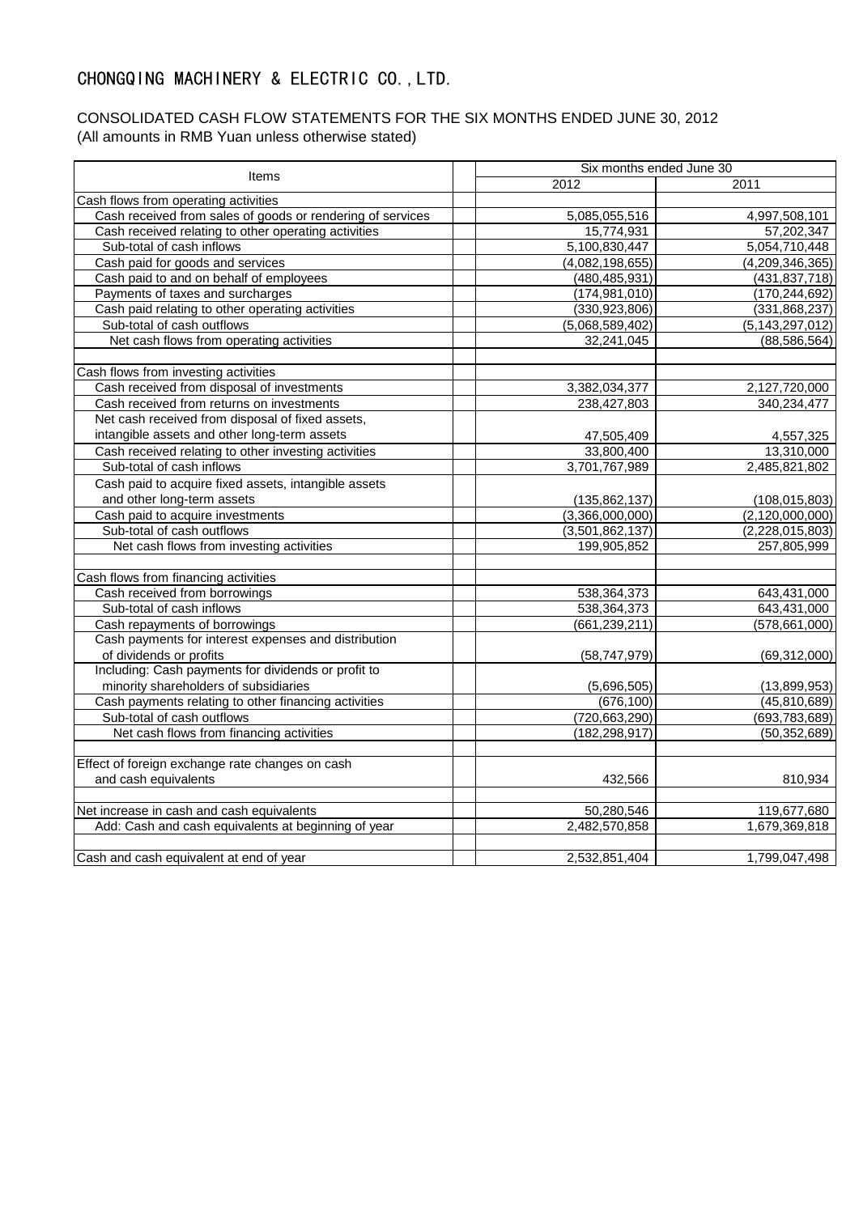# CHONGQING MACHINERY & ELECTRIC CO., LTD.

CONSOLIDATED CASH FLOW STATEMENTS FOR THE SIX MONTHS ENDED JUNE 30, 2012
(All amounts in RMB Yuan unless otherwise stated)

| Items | | Six months ended June 30 | |
|---|---|---|---|
| | | 2012 | 2011 |
| Cash flows from operating activities | | | |
| Cash received from sales of goods or rendering of services | | 5,085,055,516 | 4,997,508,101 |
| Cash received relating to other operating activities | | 15,774,931 | 57,202,347 |
| Sub-total of cash inflows | | 5,100,830,447 | 5,054,710,448 |
| Cash paid for goods and services | | (4,082,198,655) | (4,209,346,365) |
| Cash paid to and on behalf of employees | | (480,485,931) | (431,837,718) |
| Payments of taxes and surcharges | | (174,981,010) | (170,244,692) |
| Cash paid relating to other operating activities | | (330,923,806) | (331,868,237) |
| Sub-total of cash outflows | | (5,068,589,402) | (5,143,297,012) |
| Net cash flows from operating activities | | 32,241,045 | (88,586,564) |
| | | | |
| Cash flows from investing activities | | | |
| Cash received from disposal of investments | | 3,382,034,377 | 2,127,720,000 |
| Cash received from returns on investments | | 238,427,803 | 340,234,477 |
| Net cash received from disposal of fixed assets, intangible assets and other long-term assets | | 47,505,409 | 4,557,325 |
| Cash received relating to other investing activities | | 33,800,400 | 13,310,000 |
| Sub-total of cash inflows | | 3,701,767,989 | 2,485,821,802 |
| Cash paid to acquire fixed assets, intangible assets and other long-term assets | | (135,862,137) | (108,015,803) |
| Cash paid to acquire investments | | (3,366,000,000) | (2,120,000,000) |
| Sub-total of cash outflows | | (3,501,862,137) | (2,228,015,803) |
| Net cash flows from investing activities | | 199,905,852 | 257,805,999 |
| | | | |
| Cash flows from financing activities | | | |
| Cash received from borrowings | | 538,364,373 | 643,431,000 |
| Sub-total of cash inflows | | 538,364,373 | 643,431,000 |
| Cash repayments of borrowings | | (661,239,211) | (578,661,000) |
| Cash payments for interest expenses and distribution of dividends or profits | | (58,747,979) | (69,312,000) |
| Including: Cash payments for dividends or profit to minority shareholders of subsidiaries | | (5,696,505) | (13,899,953) |
| Cash payments relating to other financing activities | | (676,100) | (45,810,689) |
| Sub-total of cash outflows | | (720,663,290) | (693,783,689) |
| Net cash flows from financing activities | | (182,298,917) | (50,352,689) |
| | | | |
| Effect of foreign exchange rate changes on cash and cash equivalents | | 432,566 | 810,934 |
| | | | |
| Net increase in cash and cash equivalents | | 50,280,546 | 119,677,680 |
| Add: Cash and cash equivalents at beginning of year | | 2,482,570,858 | 1,679,369,818 |
| | | | |
| Cash and cash equivalent at end of year | | 2,532,851,404 | 1,799,047,498 |